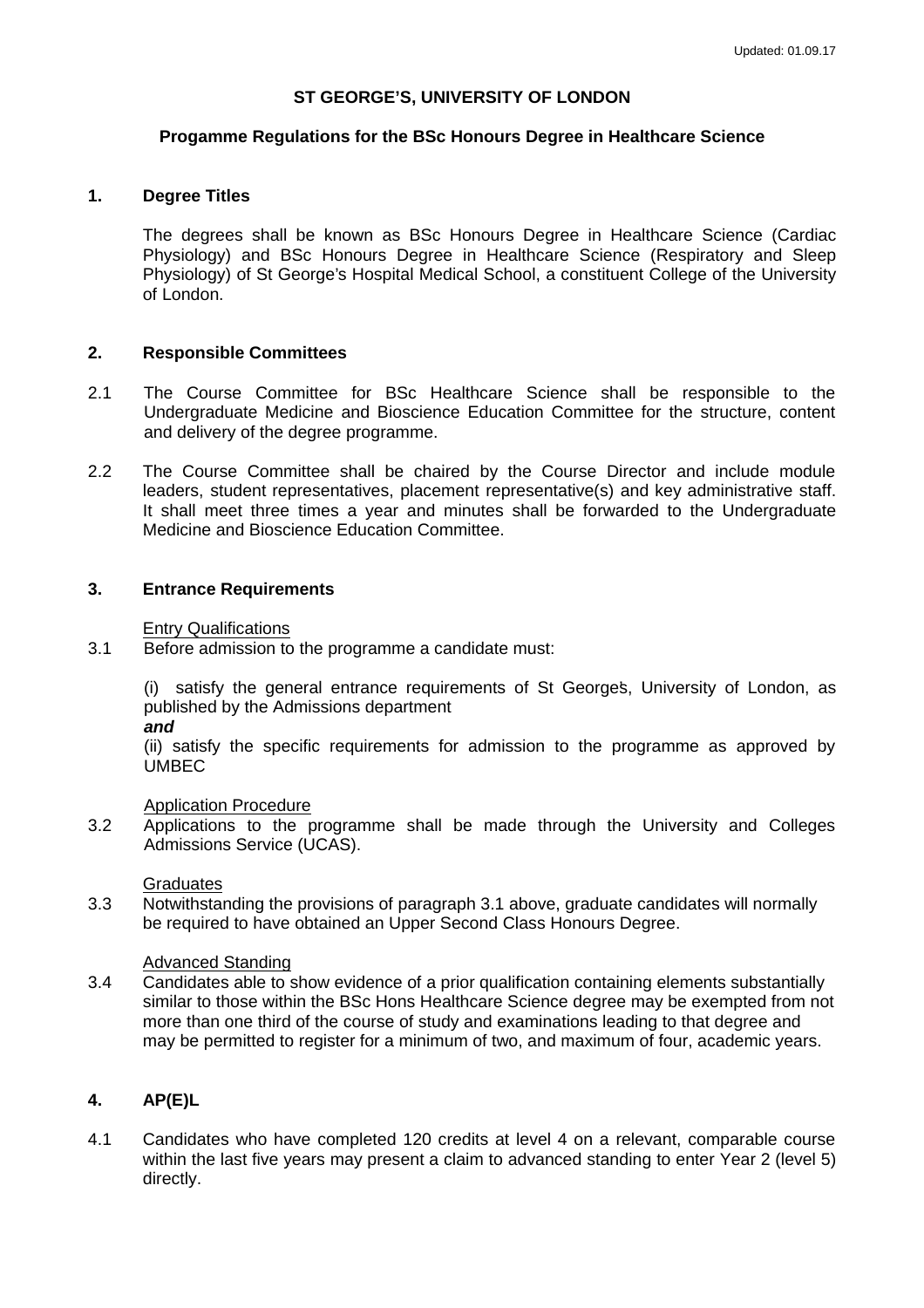**ST GEORGE'S, UNIVERSITY OF LONDON**

**Progamme Regulations for the BSc Honours Degree in Healthcare Science**

## 1. Degree Titles

The degrees shall be known as BSc Honours Degree in Healthcare Science (Cardiac Physiology) and BSc Honours Degree in Healthcare Science (Respiratory and Sleep Physiology) of St George's Hospital Medical School, a constituent College of the University of London.

## 2. Responsible Committees

2.1 The Course Committee for BSc Healthcare Science shall be responsible to the Undergraduate Medicine and Bioscience Education Committee for the structure, content and delivery of the degree programme.

2.2 The Course Committee shall be chaired by the Course Director and include module leaders, student representatives, placement representative(s) and key administrative staff. It shall meet three times a year and minutes shall be forwarded to the Undergraduate Medicine and Bioscience Education Committee.

## 3. Entrance Requirements

Entry Qualifications

3.1 Before admission to the programme a candidate must:

(i) satisfy the general entrance requirements of St George's, University of London, as published by the Admissions department

***and***

(ii) satisfy the specific requirements for admission to the programme as approved by UMBEC

Application Procedure

3.2 Applications to the programme shall be made through the University and Colleges Admissions Service (UCAS).

Graduates

3.3 Notwithstanding the provisions of paragraph 3.1 above, graduate candidates will normally be required to have obtained an Upper Second Class Honours Degree.

Advanced Standing

3.4 Candidates able to show evidence of a prior qualification containing elements substantially similar to those within the BSc Hons Healthcare Science degree may be exempted from not more than one third of the course of study and examinations leading to that degree and may be permitted to register for a minimum of two, and maximum of four, academic years.

## 4. AP(E)L

4.1 Candidates who have completed 120 credits at level 4 on a relevant, comparable course within the last five years may present a claim to advanced standing to enter Year 2 (level 5) directly.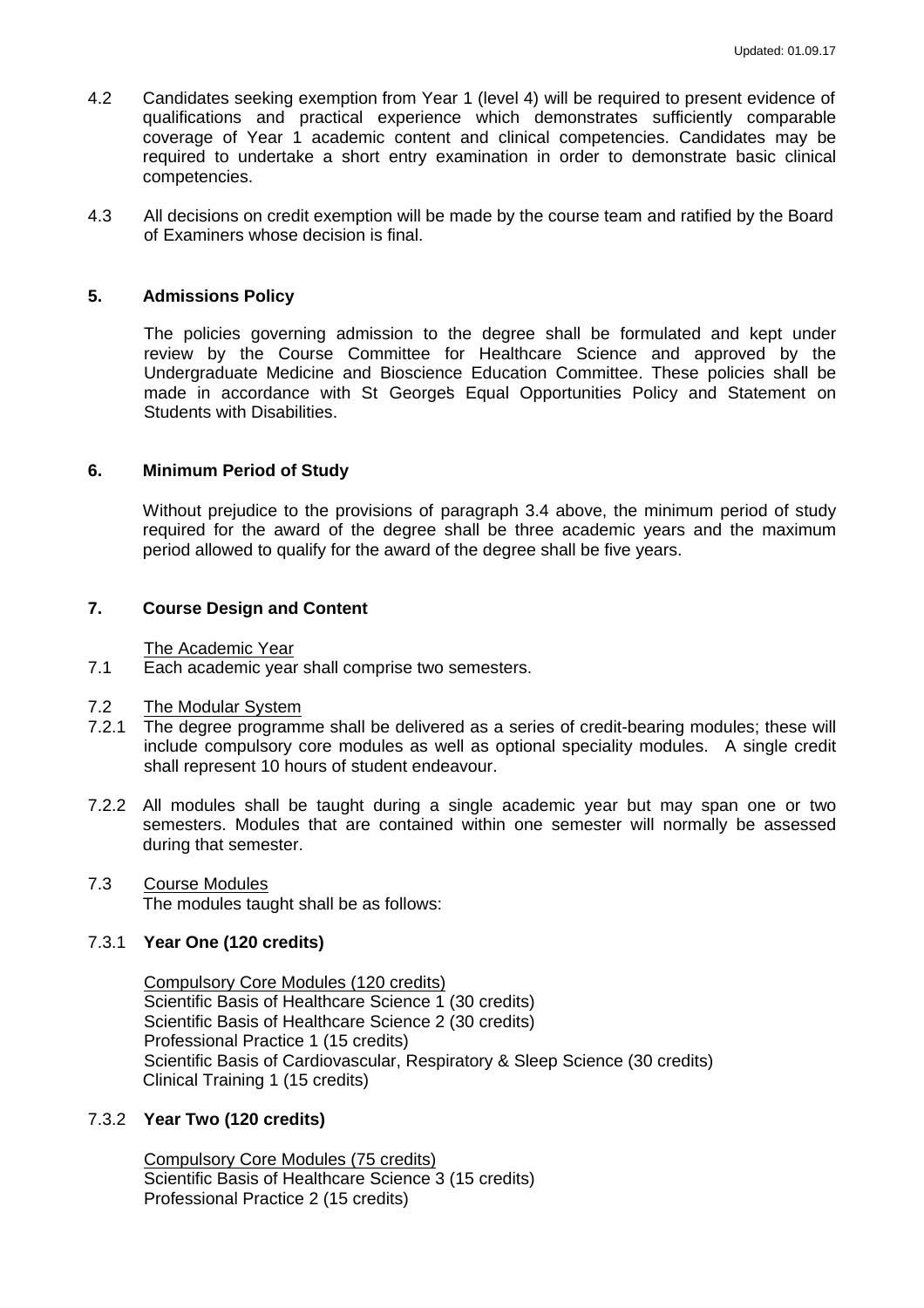4.2 Candidates seeking exemption from Year 1 (level 4) will be required to present evidence of qualifications and practical experience which demonstrates sufficiently comparable coverage of Year 1 academic content and clinical competencies. Candidates may be required to undertake a short entry examination in order to demonstrate basic clinical competencies.

4.3 All decisions on credit exemption will be made by the course team and ratified by the Board of Examiners whose decision is final.

## 5. Admissions Policy

The policies governing admission to the degree shall be formulated and kept under review by the Course Committee for Healthcare Science and approved by the Undergraduate Medicine and Bioscience Education Committee. These policies shall be made in accordance with St George's Equal Opportunities Policy and Statement on Students with Disabilities.

## 6. Minimum Period of Study

Without prejudice to the provisions of paragraph 3.4 above, the minimum period of study required for the award of the degree shall be three academic years and the maximum period allowed to qualify for the award of the degree shall be five years.

## 7. Course Design and Content

The Academic Year

7.1 Each academic year shall comprise two semesters.

7.2 The Modular System

7.2.1 The degree programme shall be delivered as a series of credit-bearing modules; these will include compulsory core modules as well as optional speciality modules. A single credit shall represent 10 hours of student endeavour.

7.2.2 All modules shall be taught during a single academic year but may span one or two semesters. Modules that are contained within one semester will normally be assessed during that semester.

7.3 Course Modules

The modules taught shall be as follows:

7.3.1 **Year One (120 credits)**

Compulsory Core Modules (120 credits)
Scientific Basis of Healthcare Science 1 (30 credits)
Scientific Basis of Healthcare Science 2 (30 credits)
Professional Practice 1 (15 credits)
Scientific Basis of Cardiovascular, Respiratory & Sleep Science (30 credits)
Clinical Training 1 (15 credits)

7.3.2 **Year Two (120 credits)**

Compulsory Core Modules (75 credits)
Scientific Basis of Healthcare Science 3 (15 credits)
Professional Practice 2 (15 credits)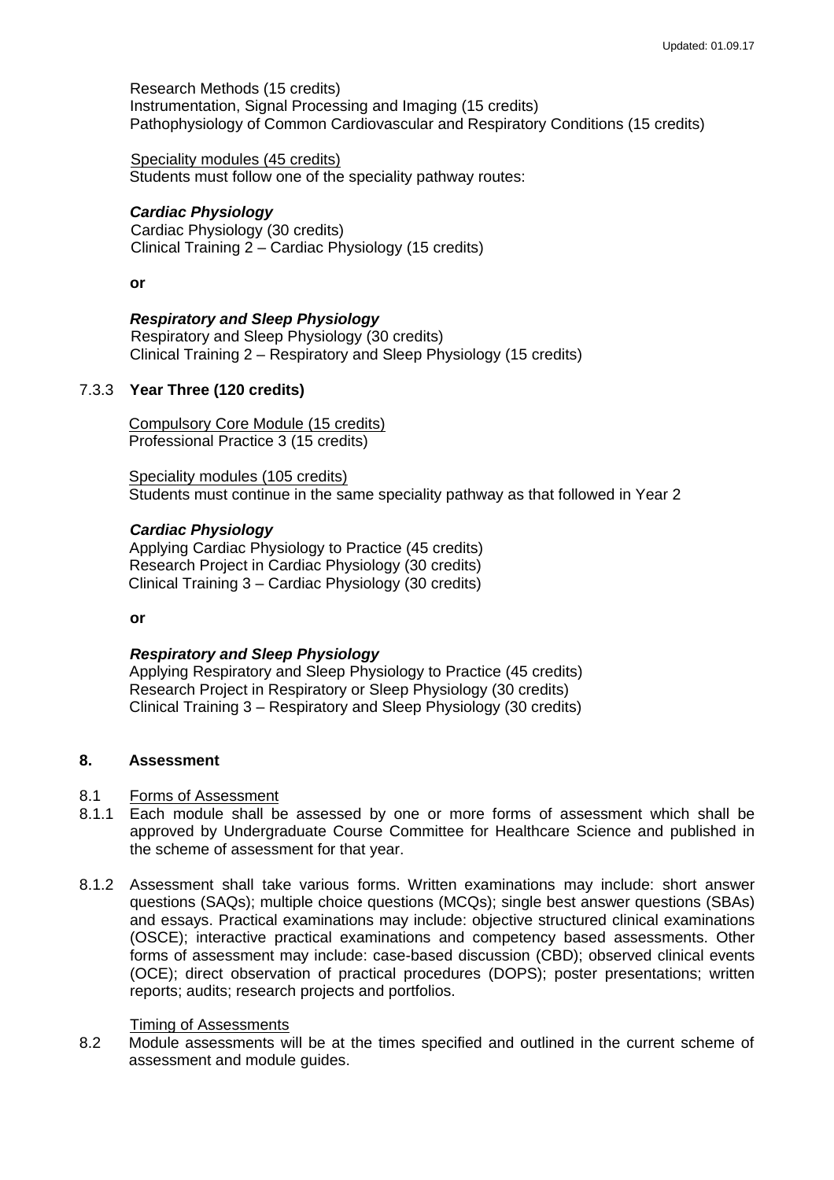Research Methods (15 credits)
Instrumentation, Signal Processing and Imaging (15 credits)
Pathophysiology of Common Cardiovascular and Respiratory Conditions (15 credits)

Speciality modules (45 credits)
Students must follow one of the speciality pathway routes:

***Cardiac Physiology***
Cardiac Physiology (30 credits)
Clinical Training 2 – Cardiac Physiology (15 credits)

**or**

***Respiratory and Sleep Physiology***
Respiratory and Sleep Physiology (30 credits)
Clinical Training 2 – Respiratory and Sleep Physiology (15 credits)

#### 7.3.3 Year Three (120 credits)

Compulsory Core Module (15 credits)
Professional Practice 3 (15 credits)

Speciality modules (105 credits)
Students must continue in the same speciality pathway as that followed in Year 2

***Cardiac Physiology***
Applying Cardiac Physiology to Practice (45 credits)
Research Project in Cardiac Physiology (30 credits)
Clinical Training 3 – Cardiac Physiology (30 credits)

**or**

***Respiratory and Sleep Physiology***
Applying Respiratory and Sleep Physiology to Practice (45 credits)
Research Project in Respiratory or Sleep Physiology (30 credits)
Clinical Training 3 – Respiratory and Sleep Physiology (30 credits)

## 8. Assessment

8.1 Forms of Assessment

8.1.1 Each module shall be assessed by one or more forms of assessment which shall be approved by Undergraduate Course Committee for Healthcare Science and published in the scheme of assessment for that year.

8.1.2 Assessment shall take various forms. Written examinations may include: short answer questions (SAQs); multiple choice questions (MCQs); single best answer questions (SBAs) and essays. Practical examinations may include: objective structured clinical examinations (OSCE); interactive practical examinations and competency based assessments. Other forms of assessment may include: case-based discussion (CBD); observed clinical events (OCE); direct observation of practical procedures (DOPS); poster presentations; written reports; audits; research projects and portfolios.

Timing of Assessments

8.2 Module assessments will be at the times specified and outlined in the current scheme of assessment and module guides.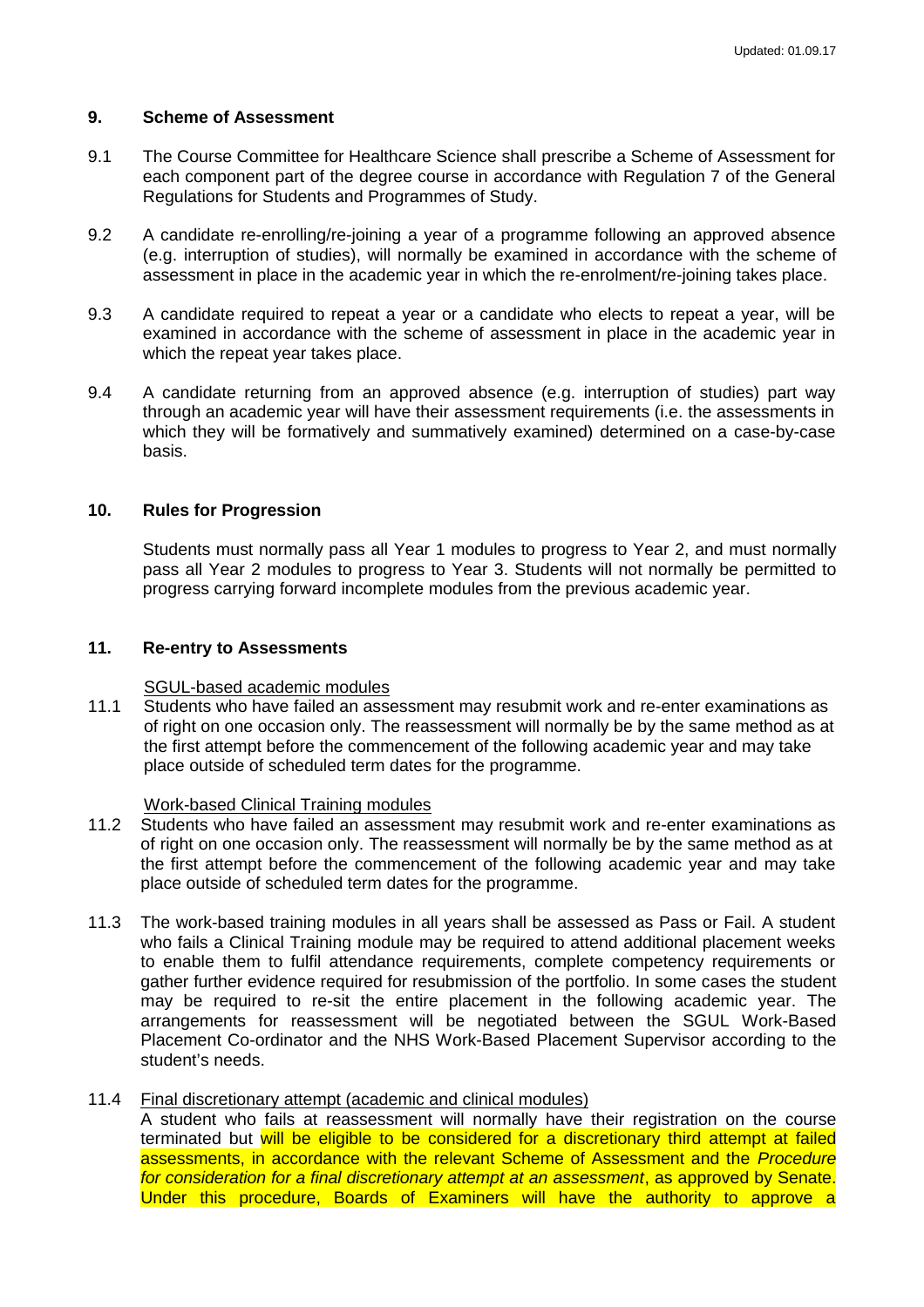## 9. Scheme of Assessment

9.1 The Course Committee for Healthcare Science shall prescribe a Scheme of Assessment for each component part of the degree course in accordance with Regulation 7 of the General Regulations for Students and Programmes of Study.

9.2 A candidate re-enrolling/re-joining a year of a programme following an approved absence (e.g. interruption of studies), will normally be examined in accordance with the scheme of assessment in place in the academic year in which the re-enrolment/re-joining takes place.

9.3 A candidate required to repeat a year or a candidate who elects to repeat a year, will be examined in accordance with the scheme of assessment in place in the academic year in which the repeat year takes place.

9.4 A candidate returning from an approved absence (e.g. interruption of studies) part way through an academic year will have their assessment requirements (i.e. the assessments in which they will be formatively and summatively examined) determined on a case-by-case basis.

## 10. Rules for Progression

Students must normally pass all Year 1 modules to progress to Year 2, and must normally pass all Year 2 modules to progress to Year 3. Students will not normally be permitted to progress carrying forward incomplete modules from the previous academic year.

## 11. Re-entry to Assessments

SGUL-based academic modules

11.1 Students who have failed an assessment may resubmit work and re-enter examinations as of right on one occasion only. The reassessment will normally be by the same method as at the first attempt before the commencement of the following academic year and may take place outside of scheduled term dates for the programme.

Work-based Clinical Training modules

11.2 Students who have failed an assessment may resubmit work and re-enter examinations as of right on one occasion only. The reassessment will normally be by the same method as at the first attempt before the commencement of the following academic year and may take place outside of scheduled term dates for the programme.

11.3 The work-based training modules in all years shall be assessed as Pass or Fail. A student who fails a Clinical Training module may be required to attend additional placement weeks to enable them to fulfil attendance requirements, complete competency requirements or gather further evidence required for resubmission of the portfolio. In some cases the student may be required to re-sit the entire placement in the following academic year. The arrangements for reassessment will be negotiated between the SGUL Work-Based Placement Co-ordinator and the NHS Work-Based Placement Supervisor according to the student's needs.

11.4 Final discretionary attempt (academic and clinical modules)

A student who fails at reassessment will normally have their registration on the course terminated but will be eligible to be considered for a discretionary third attempt at failed assessments, in accordance with the relevant Scheme of Assessment and the *Procedure for consideration for a final discretionary attempt at an assessment*, as approved by Senate. Under this procedure, Boards of Examiners will have the authority to approve a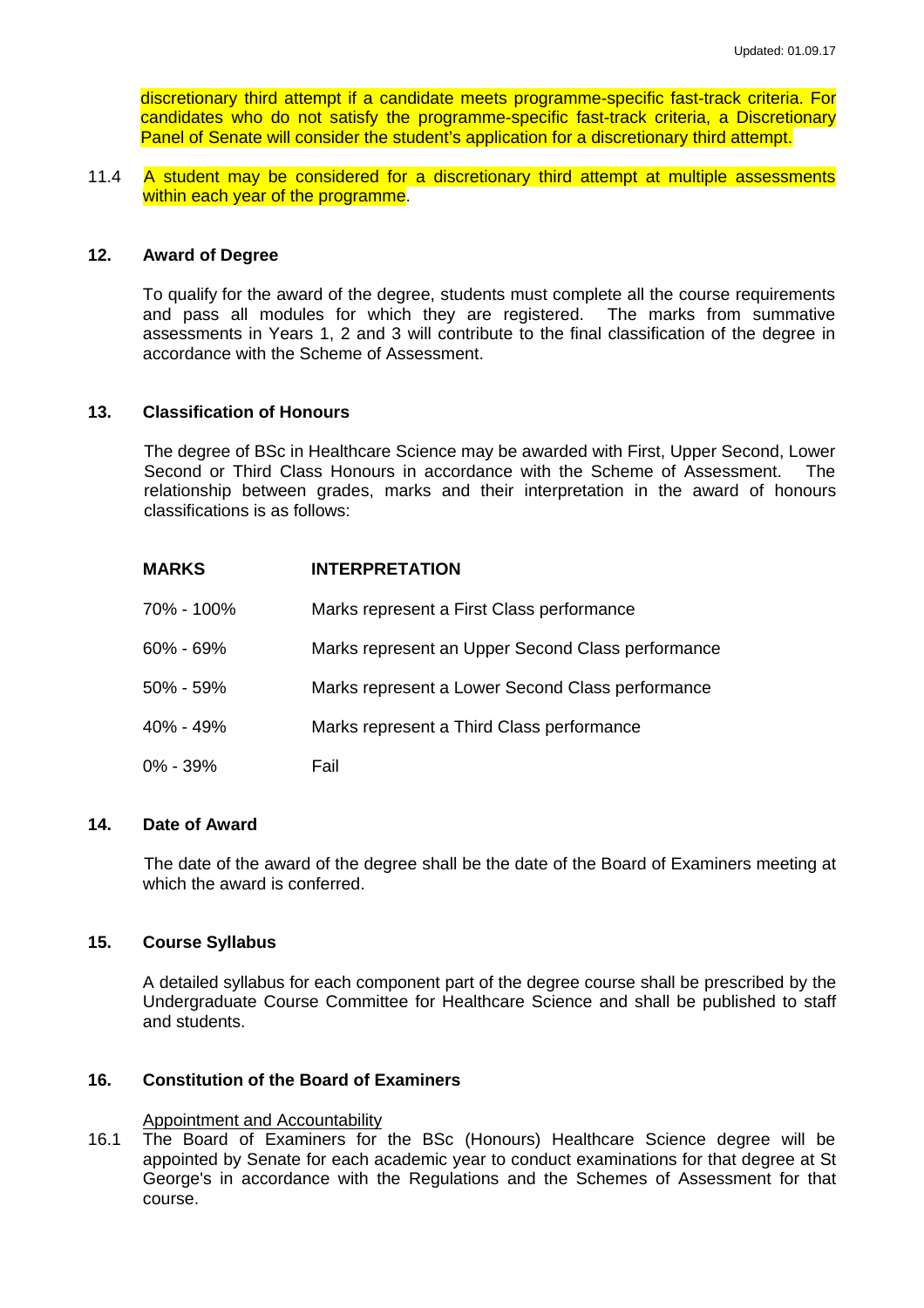discretionary third attempt if a candidate meets programme-specific fast-track criteria. For candidates who do not satisfy the programme-specific fast-track criteria, a Discretionary Panel of Senate will consider the student's application for a discretionary third attempt.

11.4 A student may be considered for a discretionary third attempt at multiple assessments within each year of the programme.

## 12. Award of Degree

To qualify for the award of the degree, students must complete all the course requirements and pass all modules for which they are registered. The marks from summative assessments in Years 1, 2 and 3 will contribute to the final classification of the degree in accordance with the Scheme of Assessment.

## 13. Classification of Honours

The degree of BSc in Healthcare Science may be awarded with First, Upper Second, Lower Second or Third Class Honours in accordance with the Scheme of Assessment. The relationship between grades, marks and their interpretation in the award of honours classifications is as follows:

| MARKS | INTERPRETATION |
|---|---|
| 70% - 100% | Marks represent a First Class performance |
| 60% - 69% | Marks represent an Upper Second Class performance |
| 50% - 59% | Marks represent a Lower Second Class performance |
| 40% - 49% | Marks represent a Third Class performance |
| 0% - 39% | Fail |

## 14. Date of Award

The date of the award of the degree shall be the date of the Board of Examiners meeting at which the award is conferred.

## 15. Course Syllabus

A detailed syllabus for each component part of the degree course shall be prescribed by the Undergraduate Course Committee for Healthcare Science and shall be published to staff and students.

## 16. Constitution of the Board of Examiners

Appointment and Accountability

16.1 The Board of Examiners for the BSc (Honours) Healthcare Science degree will be appointed by Senate for each academic year to conduct examinations for that degree at St George's in accordance with the Regulations and the Schemes of Assessment for that course.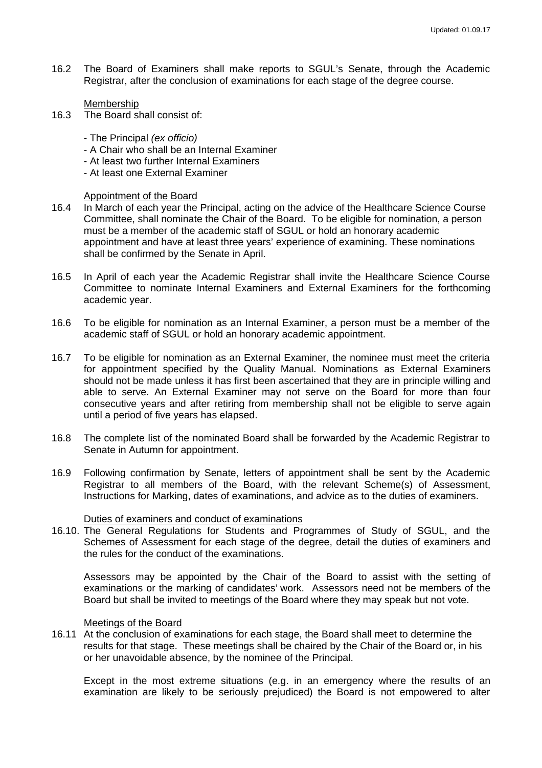16.2 The Board of Examiners shall make reports to SGUL's Senate, through the Academic Registrar, after the conclusion of examinations for each stage of the degree course.

Membership

16.3 The Board shall consist of:

- The Principal *(ex officio)*
- A Chair who shall be an Internal Examiner
- At least two further Internal Examiners
- At least one External Examiner

Appointment of the Board

16.4 In March of each year the Principal, acting on the advice of the Healthcare Science Course Committee, shall nominate the Chair of the Board. To be eligible for nomination, a person must be a member of the academic staff of SGUL or hold an honorary academic appointment and have at least three years' experience of examining. These nominations shall be confirmed by the Senate in April.

16.5 In April of each year the Academic Registrar shall invite the Healthcare Science Course Committee to nominate Internal Examiners and External Examiners for the forthcoming academic year.

16.6 To be eligible for nomination as an Internal Examiner, a person must be a member of the academic staff of SGUL or hold an honorary academic appointment.

16.7 To be eligible for nomination as an External Examiner, the nominee must meet the criteria for appointment specified by the Quality Manual. Nominations as External Examiners should not be made unless it has first been ascertained that they are in principle willing and able to serve. An External Examiner may not serve on the Board for more than four consecutive years and after retiring from membership shall not be eligible to serve again until a period of five years has elapsed.

16.8 The complete list of the nominated Board shall be forwarded by the Academic Registrar to Senate in Autumn for appointment.

16.9 Following confirmation by Senate, letters of appointment shall be sent by the Academic Registrar to all members of the Board, with the relevant Scheme(s) of Assessment, Instructions for Marking, dates of examinations, and advice as to the duties of examiners.

Duties of examiners and conduct of examinations

16.10. The General Regulations for Students and Programmes of Study of SGUL, and the Schemes of Assessment for each stage of the degree, detail the duties of examiners and the rules for the conduct of the examinations.

Assessors may be appointed by the Chair of the Board to assist with the setting of examinations or the marking of candidates' work. Assessors need not be members of the Board but shall be invited to meetings of the Board where they may speak but not vote.

Meetings of the Board

16.11 At the conclusion of examinations for each stage, the Board shall meet to determine the results for that stage. These meetings shall be chaired by the Chair of the Board or, in his or her unavoidable absence, by the nominee of the Principal.

Except in the most extreme situations (e.g. in an emergency where the results of an examination are likely to be seriously prejudiced) the Board is not empowered to alter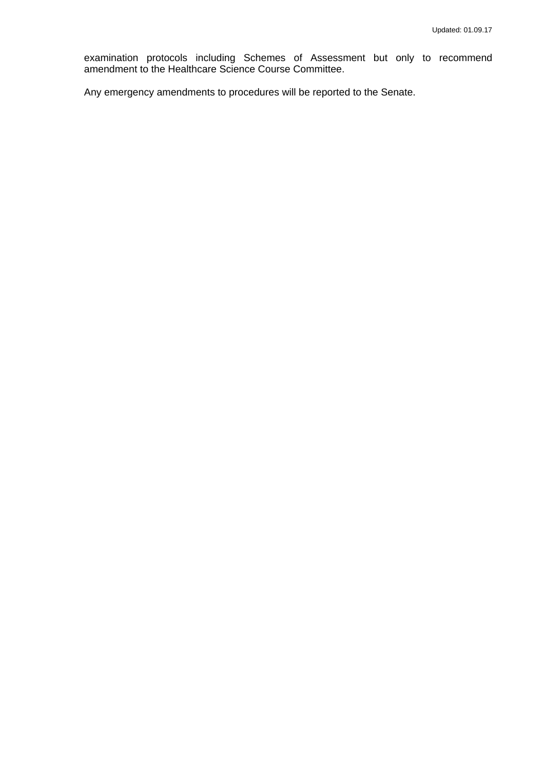examination protocols including Schemes of Assessment but only to recommend amendment to the Healthcare Science Course Committee.

Any emergency amendments to procedures will be reported to the Senate.